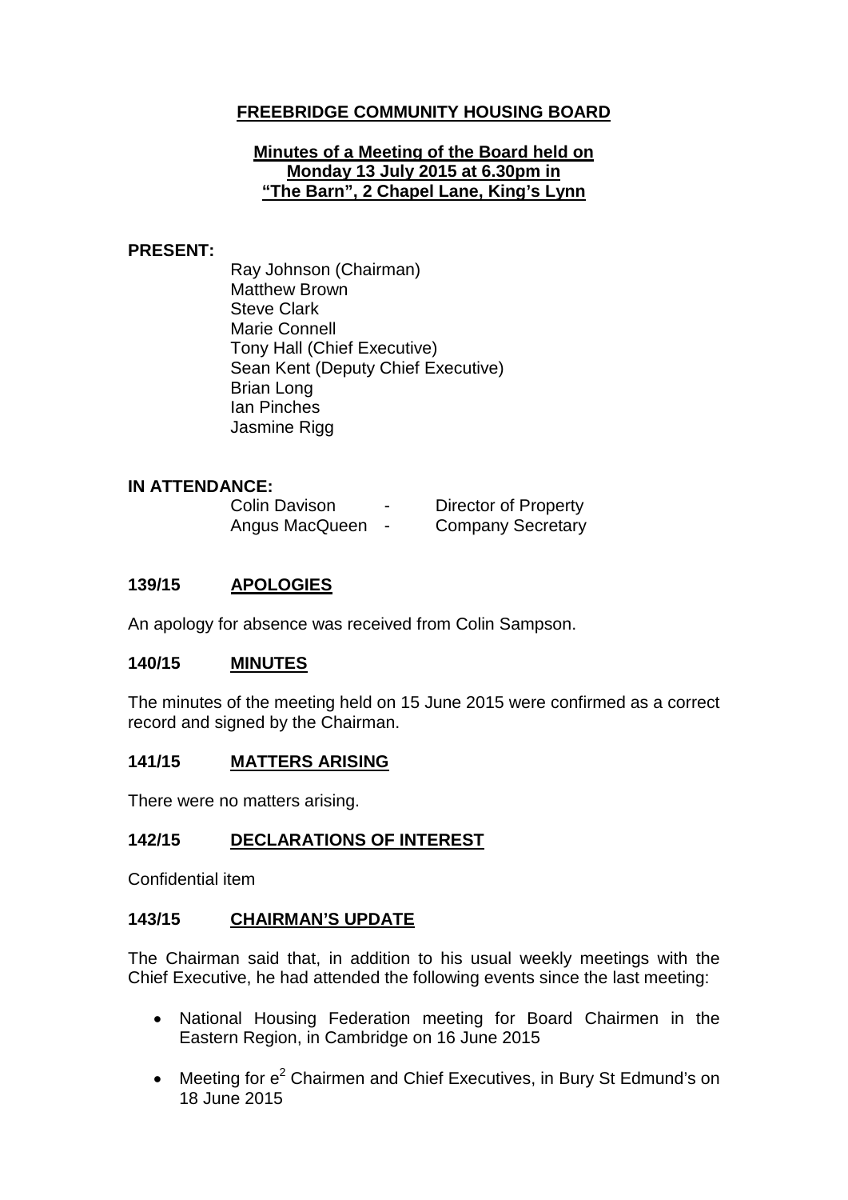# FREEBRIDGE COMMUNITY HOUSING BOARD

**Minutes of a Meeting of the Board held on**
**Monday 13 July 2015 at 6.30pm in**
**"The Barn", 2 Chapel Lane, King's Lynn**

**PRESENT:**

Ray Johnson (Chairman)
Matthew Brown
Steve Clark
Marie Connell
Tony Hall (Chief Executive)
Sean Kent (Deputy Chief Executive)
Brian Long
Ian Pinches
Jasmine Rigg

**IN ATTENDANCE:**

Colin Davison - Director of Property
Angus MacQueen - Company Secretary

## 139/15 APOLOGIES

An apology for absence was received from Colin Sampson.

## 140/15 MINUTES

The minutes of the meeting held on 15 June 2015 were confirmed as a correct record and signed by the Chairman.

## 141/15 MATTERS ARISING

There were no matters arising.

## 142/15 DECLARATIONS OF INTEREST

Confidential item

## 143/15 CHAIRMAN'S UPDATE

The Chairman said that, in addition to his usual weekly meetings with the Chief Executive, he had attended the following events since the last meeting:

- National Housing Federation meeting for Board Chairmen in the Eastern Region, in Cambridge on 16 June 2015
- Meeting for $e^2$ Chairmen and Chief Executives, in Bury St Edmund's on 18 June 2015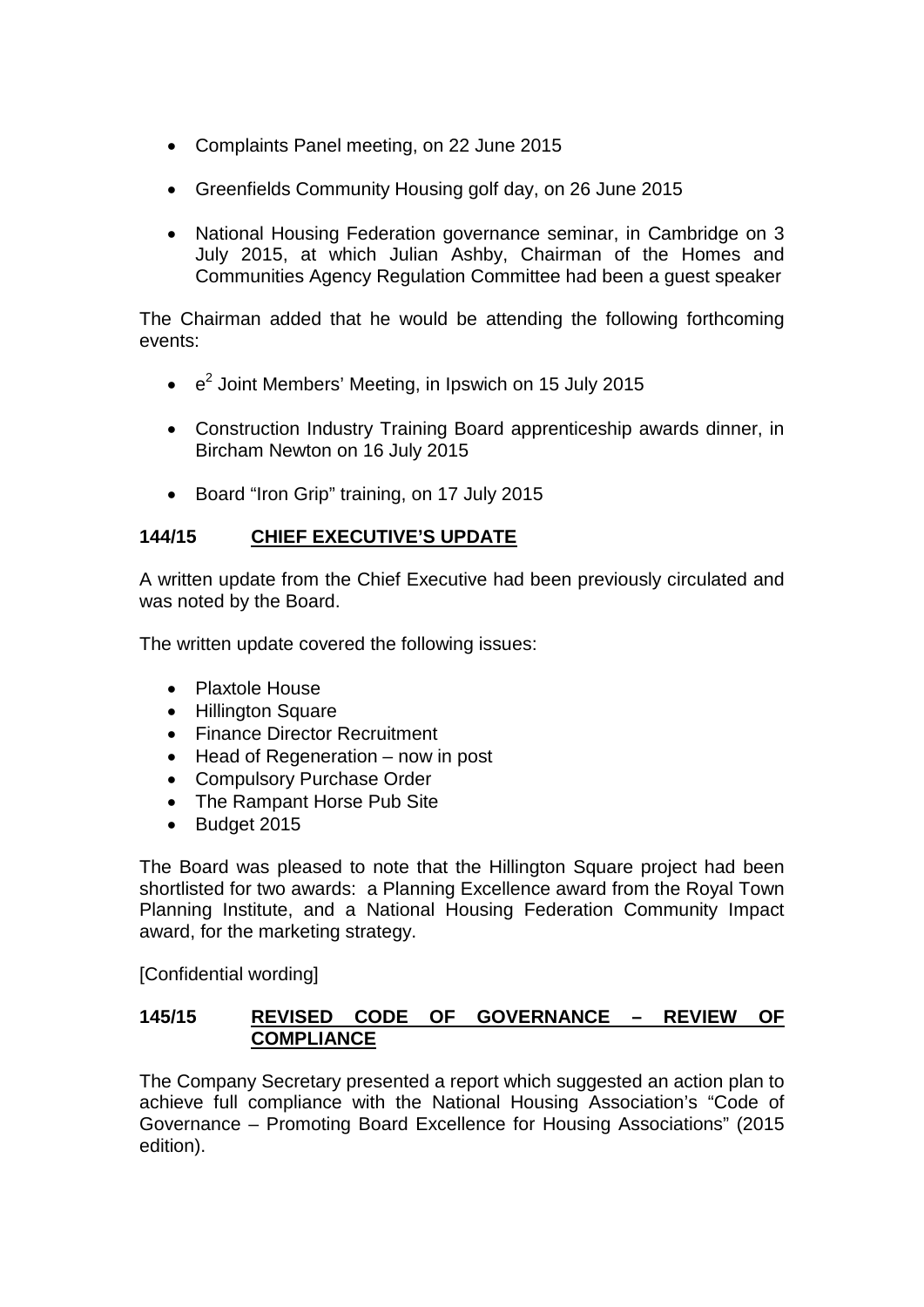- Complaints Panel meeting, on 22 June 2015
- Greenfields Community Housing golf day, on 26 June 2015
- National Housing Federation governance seminar, in Cambridge on 3 July 2015, at which Julian Ashby, Chairman of the Homes and Communities Agency Regulation Committee had been a guest speaker

The Chairman added that he would be attending the following forthcoming events:

- $e^2$ Joint Members' Meeting, in Ipswich on 15 July 2015
- Construction Industry Training Board apprenticeship awards dinner, in Bircham Newton on 16 July 2015
- Board "Iron Grip" training, on 17 July 2015

## 144/15 CHIEF EXECUTIVE'S UPDATE

A written update from the Chief Executive had been previously circulated and was noted by the Board.

The written update covered the following issues:

- Plaxtole House
- Hillington Square
- Finance Director Recruitment
- Head of Regeneration – now in post
- Compulsory Purchase Order
- The Rampant Horse Pub Site
- Budget 2015

The Board was pleased to note that the Hillington Square project had been shortlisted for two awards: a Planning Excellence award from the Royal Town Planning Institute, and a National Housing Federation Community Impact award, for the marketing strategy.

[Confidential wording]

## 145/15 REVISED CODE OF GOVERNANCE – REVIEW OF COMPLIANCE

The Company Secretary presented a report which suggested an action plan to achieve full compliance with the National Housing Association's "Code of Governance – Promoting Board Excellence for Housing Associations" (2015 edition).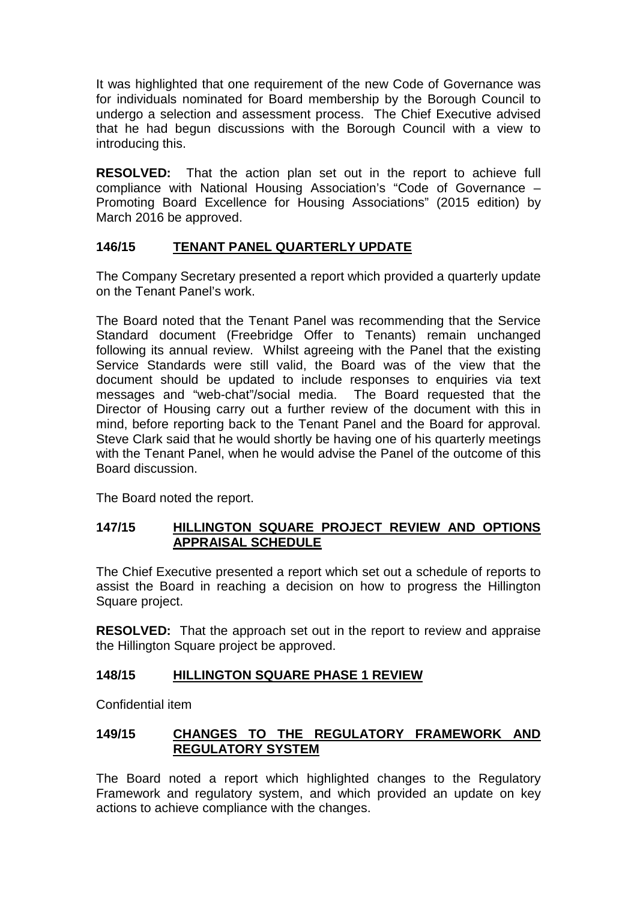It was highlighted that one requirement of the new Code of Governance was for individuals nominated for Board membership by the Borough Council to undergo a selection and assessment process. The Chief Executive advised that he had begun discussions with the Borough Council with a view to introducing this.

**RESOLVED:** That the action plan set out in the report to achieve full compliance with National Housing Association's "Code of Governance – Promoting Board Excellence for Housing Associations" (2015 edition) by March 2016 be approved.

## 146/15 TENANT PANEL QUARTERLY UPDATE

The Company Secretary presented a report which provided a quarterly update on the Tenant Panel's work.

The Board noted that the Tenant Panel was recommending that the Service Standard document (Freebridge Offer to Tenants) remain unchanged following its annual review. Whilst agreeing with the Panel that the existing Service Standards were still valid, the Board was of the view that the document should be updated to include responses to enquiries via text messages and "web-chat"/social media. The Board requested that the Director of Housing carry out a further review of the document with this in mind, before reporting back to the Tenant Panel and the Board for approval. Steve Clark said that he would shortly be having one of his quarterly meetings with the Tenant Panel, when he would advise the Panel of the outcome of this Board discussion.

The Board noted the report.

## 147/15 HILLINGTON SQUARE PROJECT REVIEW AND OPTIONS APPRAISAL SCHEDULE

The Chief Executive presented a report which set out a schedule of reports to assist the Board in reaching a decision on how to progress the Hillington Square project.

**RESOLVED:** That the approach set out in the report to review and appraise the Hillington Square project be approved.

## 148/15 HILLINGTON SQUARE PHASE 1 REVIEW

Confidential item

## 149/15 CHANGES TO THE REGULATORY FRAMEWORK AND REGULATORY SYSTEM

The Board noted a report which highlighted changes to the Regulatory Framework and regulatory system, and which provided an update on key actions to achieve compliance with the changes.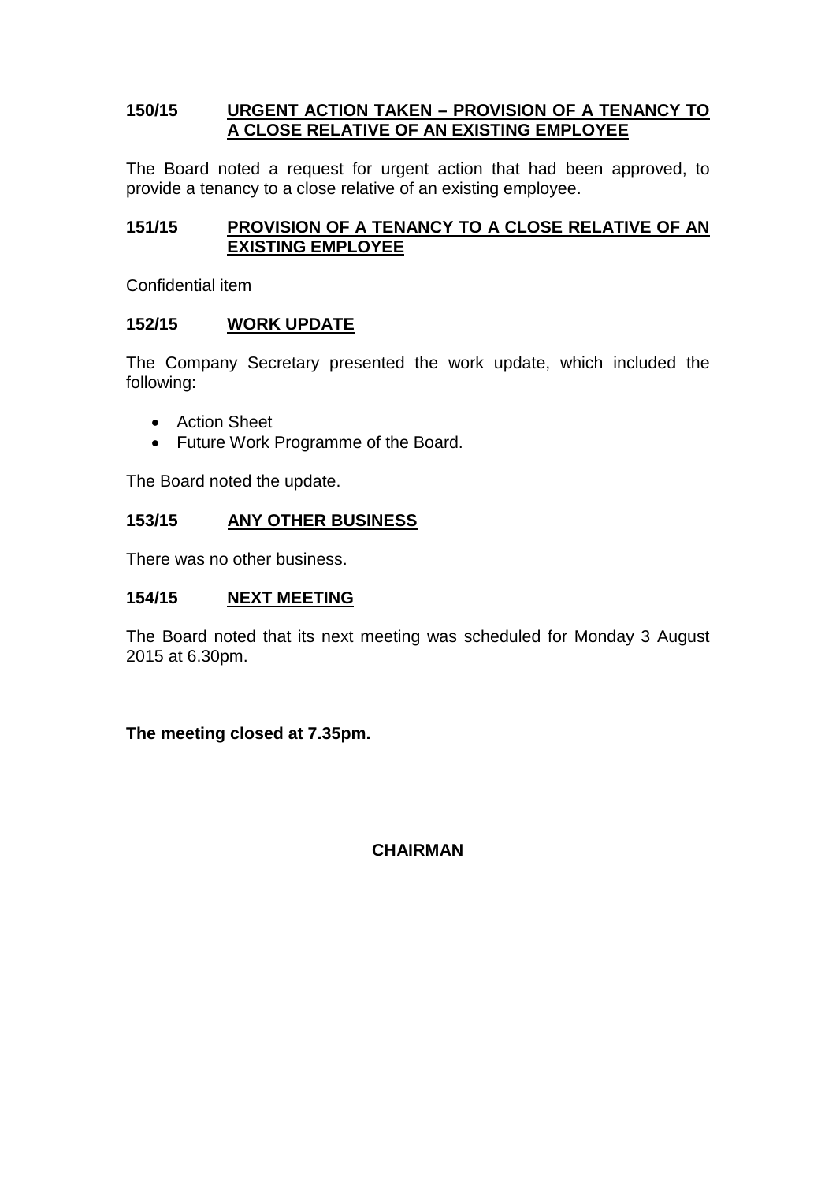**150/15 <u>URGENT ACTION TAKEN – PROVISION OF A TENANCY TO A CLOSE RELATIVE OF AN EXISTING EMPLOYEE</u>**

The Board noted a request for urgent action that had been approved, to provide a tenancy to a close relative of an existing employee.

**151/15 <u>PROVISION OF A TENANCY TO A CLOSE RELATIVE OF AN EXISTING EMPLOYEE</u>**

Confidential item

**152/15 <u>WORK UPDATE</u>**

The Company Secretary presented the work update, which included the following:

- Action Sheet
- Future Work Programme of the Board.

The Board noted the update.

**153/15 <u>ANY OTHER BUSINESS</u>**

There was no other business.

**154/15 <u>NEXT MEETING</u>**

The Board noted that its next meeting was scheduled for Monday 3 August 2015 at 6.30pm.

**The meeting closed at 7.35pm.**

**CHAIRMAN**